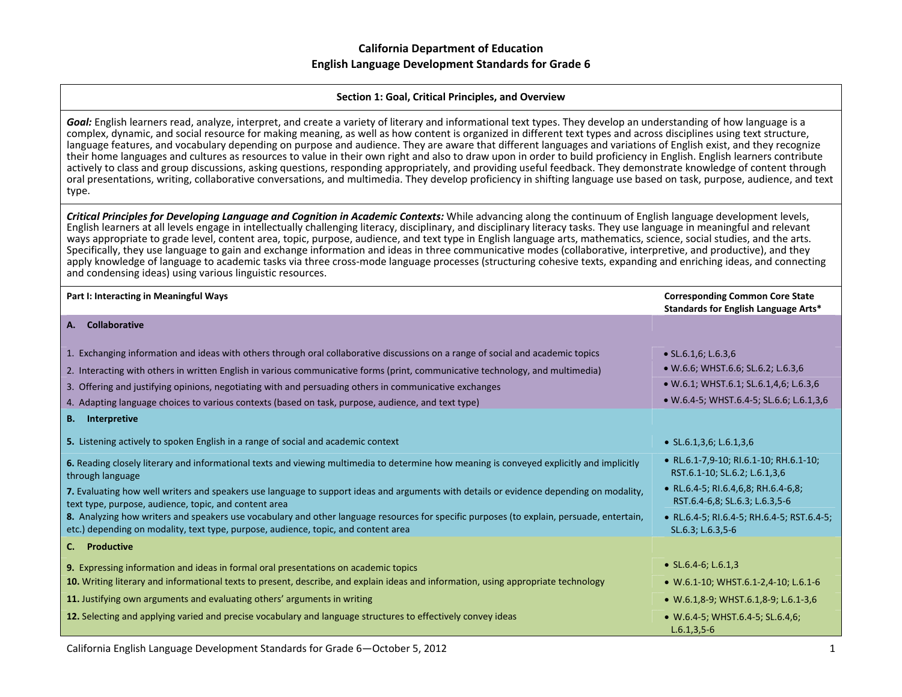# California Department of Education
## English Language Development Standards for Grade 6

### Section 1: Goal, Critical Principles, and Overview

***Goal:*** English learners read, analyze, interpret, and create a variety of literary and informational text types. They develop an understanding of how language is a complex, dynamic, and social resource for making meaning, as well as how content is organized in different text types and across disciplines using text structure, language features, and vocabulary depending on purpose and audience. They are aware that different languages and variations of English exist, and they recognize their home languages and cultures as resources to value in their own right and also to draw upon in order to build proficiency in English. English learners contribute actively to class and group discussions, asking questions, responding appropriately, and providing useful feedback. They demonstrate knowledge of content through oral presentations, writing, collaborative conversations, and multimedia. They develop proficiency in shifting language use based on task, purpose, audience, and text type.

***Critical Principles for Developing Language and Cognition in Academic Contexts:*** While advancing along the continuum of English language development levels, English learners at all levels engage in intellectually challenging literacy, disciplinary, and disciplinary literacy tasks. They use language in meaningful and relevant ways appropriate to grade level, content area, topic, purpose, audience, and text type in English language arts, mathematics, science, social studies, and the arts. Specifically, they use language to gain and exchange information and ideas in three communicative modes (collaborative, interpretive, and productive), and they apply knowledge of language to academic tasks via three cross-mode language processes (structuring cohesive texts, expanding and enriching ideas, and connecting and condensing ideas) using various linguistic resources.

| **Part I: Interacting in Meaningful Ways** | **Corresponding Common Core State Standards for English Language Arts*** |
|---|---|
| **A. Collaborative** | |
| 1. Exchanging information and ideas with others through oral collaborative discussions on a range of social and academic topics | • SL.6.1,6; L.6.3,6 |
| 2. Interacting with others in written English in various communicative forms (print, communicative technology, and multimedia) | • W.6.6; WHST.6.6; SL.6.2; L.6.3,6 |
| 3. Offering and justifying opinions, negotiating with and persuading others in communicative exchanges | • W.6.1; WHST.6.1; SL.6.1,4,6; L.6.3,6 |
| 4. Adapting language choices to various contexts (based on task, purpose, audience, and text type) | • W.6.4-5; WHST.6.4-5; SL.6.6; L.6.1,3,6 |
| **B. Interpretive** | |
| **5.** Listening actively to spoken English in a range of social and academic context | • SL.6.1,3,6; L.6.1,3,6 |
| **6.** Reading closely literary and informational texts and viewing multimedia to determine how meaning is conveyed explicitly and implicitly through language | • RL.6.1-7,9-10; RI.6.1-10; RH.6.1-10; RST.6.1-10; SL.6.2; L.6.1,3,6 |
| **7.** Evaluating how well writers and speakers use language to support ideas and arguments with details or evidence depending on modality, text type, purpose, audience, topic, and content area | • RL.6.4-5; RI.6.4,6,8; RH.6.4-6,8; RST.6.4-6,8; SL.6.3; L.6.3,5-6 |
| **8.** Analyzing how writers and speakers use vocabulary and other language resources for specific purposes (to explain, persuade, entertain, etc.) depending on modality, text type, purpose, audience, topic, and content area | • RL.6.4-5; RI.6.4-5; RH.6.4-5; RST.6.4-5; SL.6.3; L.6.3,5-6 |
| **C. Productive** | |
| **9.** Expressing information and ideas in formal oral presentations on academic topics | • SL.6.4-6; L.6.1,3 |
| **10.** Writing literary and informational texts to present, describe, and explain ideas and information, using appropriate technology | • W.6.1-10; WHST.6.1-2,4-10; L.6.1-6 |
| **11.** Justifying own arguments and evaluating others' arguments in writing | • W.6.1,8-9; WHST.6.1,8-9; L.6.1-3,6 |
| **12.** Selecting and applying varied and precise vocabulary and language structures to effectively convey ideas | • W.6.4-5; WHST.6.4-5; SL.6.4,6; L.6.1,3,5-6 |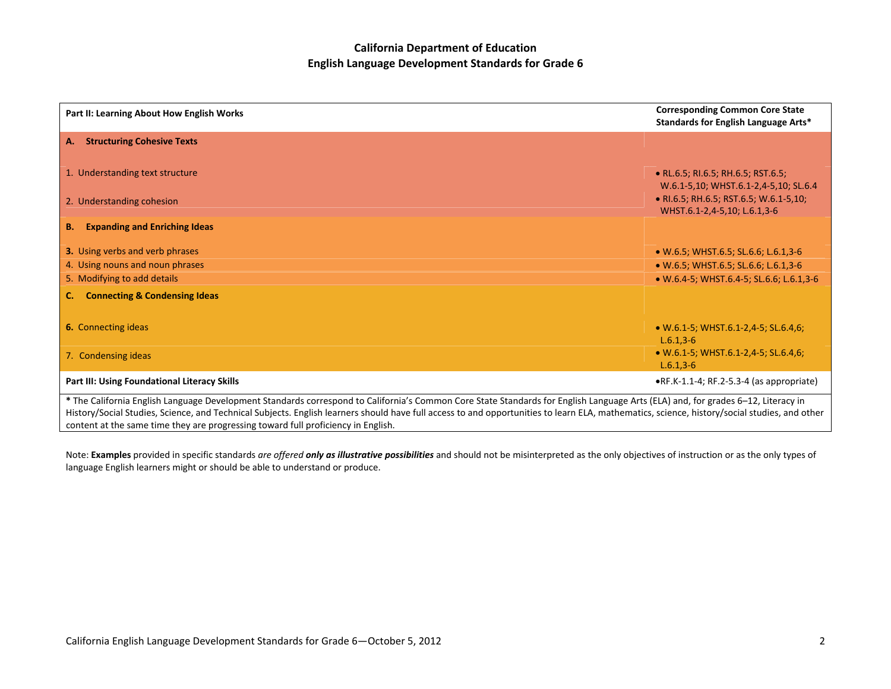**California Department of Education**
**English Language Development Standards for Grade 6**

| **Part II: Learning About How English Works** | **Corresponding Common Core State Standards for English Language Arts*** |
|---|---|
| **A. Structuring Cohesive Texts** | |
| 1. Understanding text structure | • RL.6.5; RI.6.5; RH.6.5; RST.6.5; W.6.1-5,10; WHST.6.1-2,4-5,10; SL.6.4 |
| 2. Understanding cohesion | • RI.6.5; RH.6.5; RST.6.5; W.6.1-5,10; WHST.6.1-2,4-5,10; L.6.1,3-6 |
| **B. Expanding and Enriching Ideas** | |
| **3.** Using verbs and verb phrases | • W.6.5; WHST.6.5; SL.6.6; L.6.1,3-6 |
| 4. Using nouns and noun phrases | • W.6.5; WHST.6.5; SL.6.6; L.6.1,3-6 |
| 5. Modifying to add details | • W.6.4-5; WHST.6.4-5; SL.6.6; L.6.1,3-6 |
| **C. Connecting & Condensing Ideas** | |
| **6.** Connecting ideas | • W.6.1-5; WHST.6.1-2,4-5; SL.6.4,6; L.6.1,3-6 |
| 7. Condensing ideas | • W.6.1-5; WHST.6.1-2,4-5; SL.6.4,6; L.6.1,3-6 |
| **Part III: Using Foundational Literacy Skills** | •RF.K-1.1-4; RF.2-5.3-4 (as appropriate) |

**\*** The California English Language Development Standards correspond to California's Common Core State Standards for English Language Arts (ELA) and, for grades 6–12, Literacy in History/Social Studies, Science, and Technical Subjects. English learners should have full access to and opportunities to learn ELA, mathematics, science, history/social studies, and other content at the same time they are progressing toward full proficiency in English.

Note: **Examples** provided in specific standards *are offered* ***only as illustrative possibilities*** and should not be misinterpreted as the only objectives of instruction or as the only types of language English learners might or should be able to understand or produce.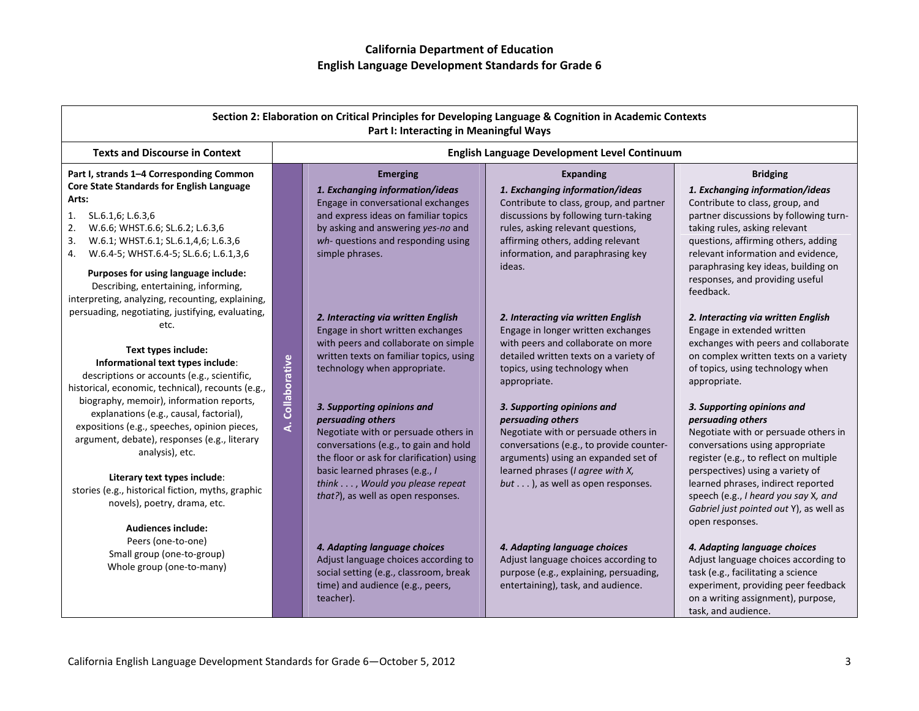# California Department of Education
## English Language Development Standards for Grade 6

| Section 2: Elaboration on Critical Principles for Developing Language & Cognition in Academic Contexts<br>Part I: Interacting in Meaningful Ways | | | | |
|---|---|---|---|---|
| **Texts and Discourse in Context** | | **English Language Development Level Continuum** | | |
| **Part I, strands 1–4 Corresponding Common Core State Standards for English Language Arts:**<br>1. SL.6.1,6; L.6.3,6<br>2. W.6.6; WHST.6.6; SL.6.2; L.6.3,6<br>3. W.6.1; WHST.6.1; SL.6.1,4,6; L.6.3,6<br>4. W.6.4-5; WHST.6.4-5; SL.6.6; L.6.1,3,6<br><br>**Purposes for using language include:**<br>Describing, entertaining, informing, interpreting, analyzing, recounting, explaining, persuading, negotiating, justifying, evaluating, etc.<br><br>**Text types include:**<br>**Informational text types include**:<br>descriptions or accounts (e.g., scientific, historical, economic, technical), recounts (e.g., biography, memoir), information reports, explanations (e.g., causal, factorial), expositions (e.g., speeches, opinion pieces, argument, debate), responses (e.g., literary analysis), etc.<br><br>**Literary text types include**:<br>stories (e.g., historical fiction, myths, graphic novels), poetry, drama, etc.<br><br>**Audiences include:**<br>Peers (one-to-one)<br>Small group (one-to-group)<br>Whole group (one-to-many) | **A. Collaborative** | **Emerging**<br><br>***1. Exchanging information/ideas***<br>Engage in conversational exchanges and express ideas on familiar topics by asking and answering *yes-no* and *wh-* questions and responding using simple phrases.<br><br>***2. Interacting via written English***<br>Engage in short written exchanges with peers and collaborate on simple written texts on familiar topics, using technology when appropriate.<br><br>***3. Supporting opinions and persuading others***<br>Negotiate with or persuade others in conversations (e.g., to gain and hold the floor or ask for clarification) using basic learned phrases (e.g., *I think . . . , Would you please repeat that?*), as well as open responses.<br><br>***4. Adapting language choices***<br>Adjust language choices according to social setting (e.g., classroom, break time) and audience (e.g., peers, teacher). | **Expanding**<br><br>***1. Exchanging information/ideas***<br>Contribute to class, group, and partner discussions by following turn-taking rules, asking relevant questions, affirming others, adding relevant information, and paraphrasing key ideas.<br><br>***2. Interacting via written English***<br>Engage in longer written exchanges with peers and collaborate on more detailed written texts on a variety of topics, using technology when appropriate.<br><br>***3. Supporting opinions and persuading others***<br>Negotiate with or persuade others in conversations (e.g., to provide counter-arguments) using an expanded set of learned phrases (*I agree with X, but . . .* ), as well as open responses.<br><br>***4. Adapting language choices***<br>Adjust language choices according to purpose (e.g., explaining, persuading, entertaining), task, and audience. | **Bridging**<br><br>***1. Exchanging information/ideas***<br>Contribute to class, group, and partner discussions by following turn-taking rules, asking relevant questions, affirming others, adding relevant information and evidence, paraphrasing key ideas, building on responses, and providing useful feedback.<br><br>***2. Interacting via written English***<br>Engage in extended written exchanges with peers and collaborate on complex written texts on a variety of topics, using technology when appropriate.<br><br>***3. Supporting opinions and persuading others***<br>Negotiate with or persuade others in conversations using appropriate register (e.g., to reflect on multiple perspectives) using a variety of learned phrases, indirect reported speech (e.g., *I heard you say* X*, and Gabriel just pointed out* Y), as well as open responses.<br><br>***4. Adapting language choices***<br>Adjust language choices according to task (e.g., facilitating a science experiment, providing peer feedback on a writing assignment), purpose, task, and audience. |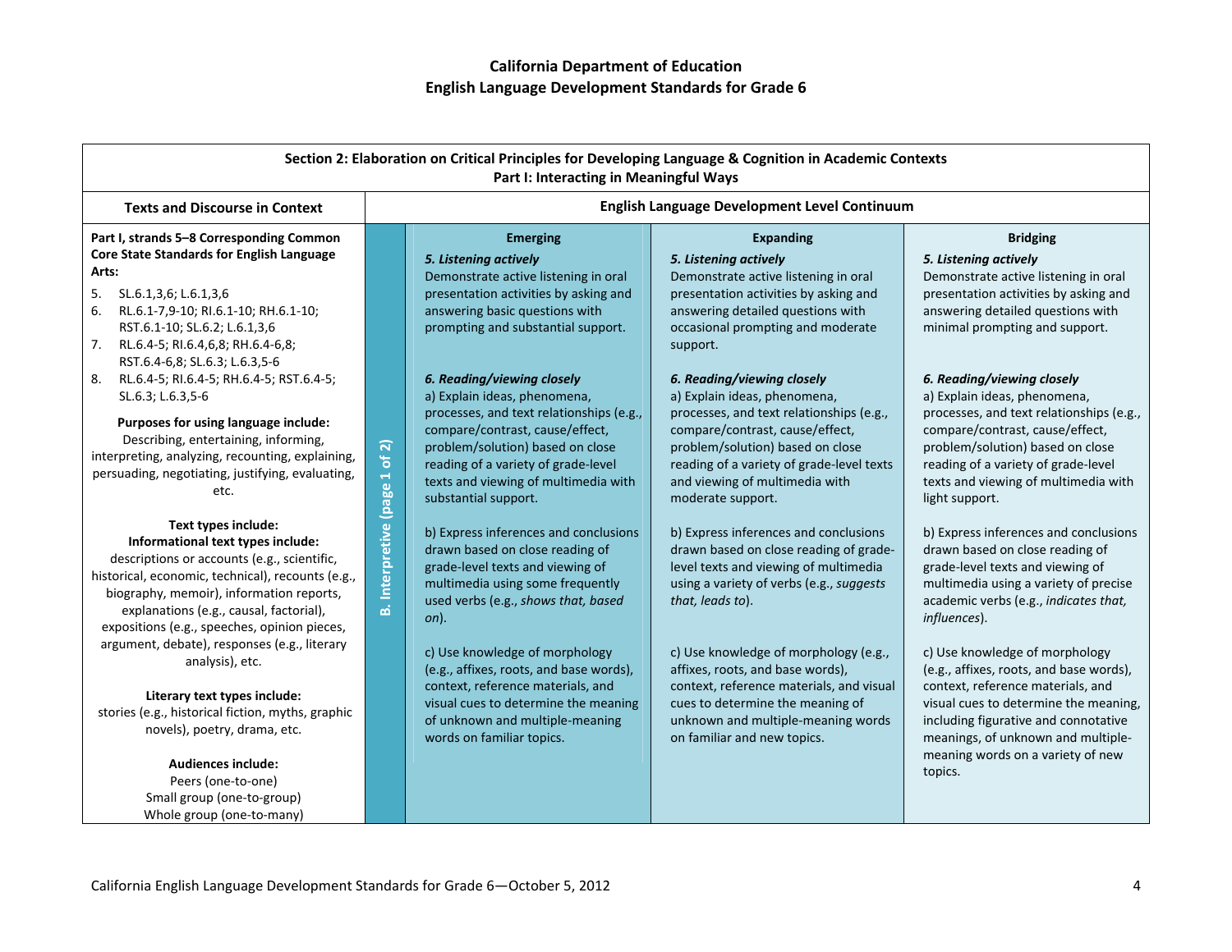# California Department of Education
## English Language Development Standards for Grade 6

| Section 2: Elaboration on Critical Principles for Developing Language & Cognition in Academic Contexts<br>Part I: Interacting in Meaningful Ways | | | | |
|---|---|---|---|---|
| **Texts and Discourse in Context** | | **English Language Development Level Continuum** | | |
| **Part I, strands 5–8 Corresponding Common Core State Standards for English Language Arts:**<br>5. SL.6.1,3,6; L.6.1,3,6<br>6. RL.6.1-7,9-10; RI.6.1-10; RH.6.1-10; RST.6.1-10; SL.6.2; L.6.1,3,6<br>7. RL.6.4-5; RI.6.4,6,8; RH.6.4-6,8; RST.6.4-6,8; SL.6.3; L.6.3,5-6<br>8. RL.6.4-5; RI.6.4-5; RH.6.4-5; RST.6.4-5; SL.6.3; L.6.3,5-6<br><br>**Purposes for using language include:**<br>Describing, entertaining, informing, interpreting, analyzing, recounting, explaining, persuading, negotiating, justifying, evaluating, etc.<br><br>**Text types include:**<br>**Informational text types include:**<br>descriptions or accounts (e.g., scientific, historical, economic, technical), recounts (e.g., biography, memoir), information reports, explanations (e.g., causal, factorial), expositions (e.g., speeches, opinion pieces, argument, debate), responses (e.g., literary analysis), etc.<br><br>**Literary text types include:**<br>stories (e.g., historical fiction, myths, graphic novels), poetry, drama, etc.<br><br>**Audiences include:**<br>Peers (one-to-one)<br>Small group (one-to-group)<br>Whole group (one-to-many) | **B. Interpretive (page 1 of 2)** | **Emerging**<br>***5. Listening actively***<br>Demonstrate active listening in oral presentation activities by asking and answering basic questions with prompting and substantial support.<br><br>***6. Reading/viewing closely***<br>a) Explain ideas, phenomena, processes, and text relationships (e.g., compare/contrast, cause/effect, problem/solution) based on close reading of a variety of grade-level texts and viewing of multimedia with substantial support.<br><br>b) Express inferences and conclusions drawn based on close reading of grade-level texts and viewing of multimedia using some frequently used verbs (e.g., *shows that, based on*).<br><br>c) Use knowledge of morphology (e.g., affixes, roots, and base words), context, reference materials, and visual cues to determine the meaning of unknown and multiple-meaning words on familiar topics. | **Expanding**<br>***5. Listening actively***<br>Demonstrate active listening in oral presentation activities by asking and answering detailed questions with occasional prompting and moderate support.<br><br>***6. Reading/viewing closely***<br>a) Explain ideas, phenomena, processes, and text relationships (e.g., compare/contrast, cause/effect, problem/solution) based on close reading of a variety of grade-level texts and viewing of multimedia with moderate support.<br><br>b) Express inferences and conclusions drawn based on close reading of grade-level texts and viewing of multimedia using a variety of verbs (e.g., *suggests that, leads to*).<br><br>c) Use knowledge of morphology (e.g., affixes, roots, and base words), context, reference materials, and visual cues to determine the meaning of unknown and multiple-meaning words on familiar and new topics. | **Bridging**<br>***5. Listening actively***<br>Demonstrate active listening in oral presentation activities by asking and answering detailed questions with minimal prompting and support.<br><br>***6. Reading/viewing closely***<br>a) Explain ideas, phenomena, processes, and text relationships (e.g., compare/contrast, cause/effect, problem/solution) based on close reading of a variety of grade-level texts and viewing of multimedia with light support.<br><br>b) Express inferences and conclusions drawn based on close reading of grade-level texts and viewing of multimedia using a variety of precise academic verbs (e.g., *indicates that, influences*).<br><br>c) Use knowledge of morphology (e.g., affixes, roots, and base words), context, reference materials, and visual cues to determine the meaning, including figurative and connotative meanings, of unknown and multiple-meaning words on a variety of new topics. |

California English Language Development Standards for Grade 6—October 5, 2012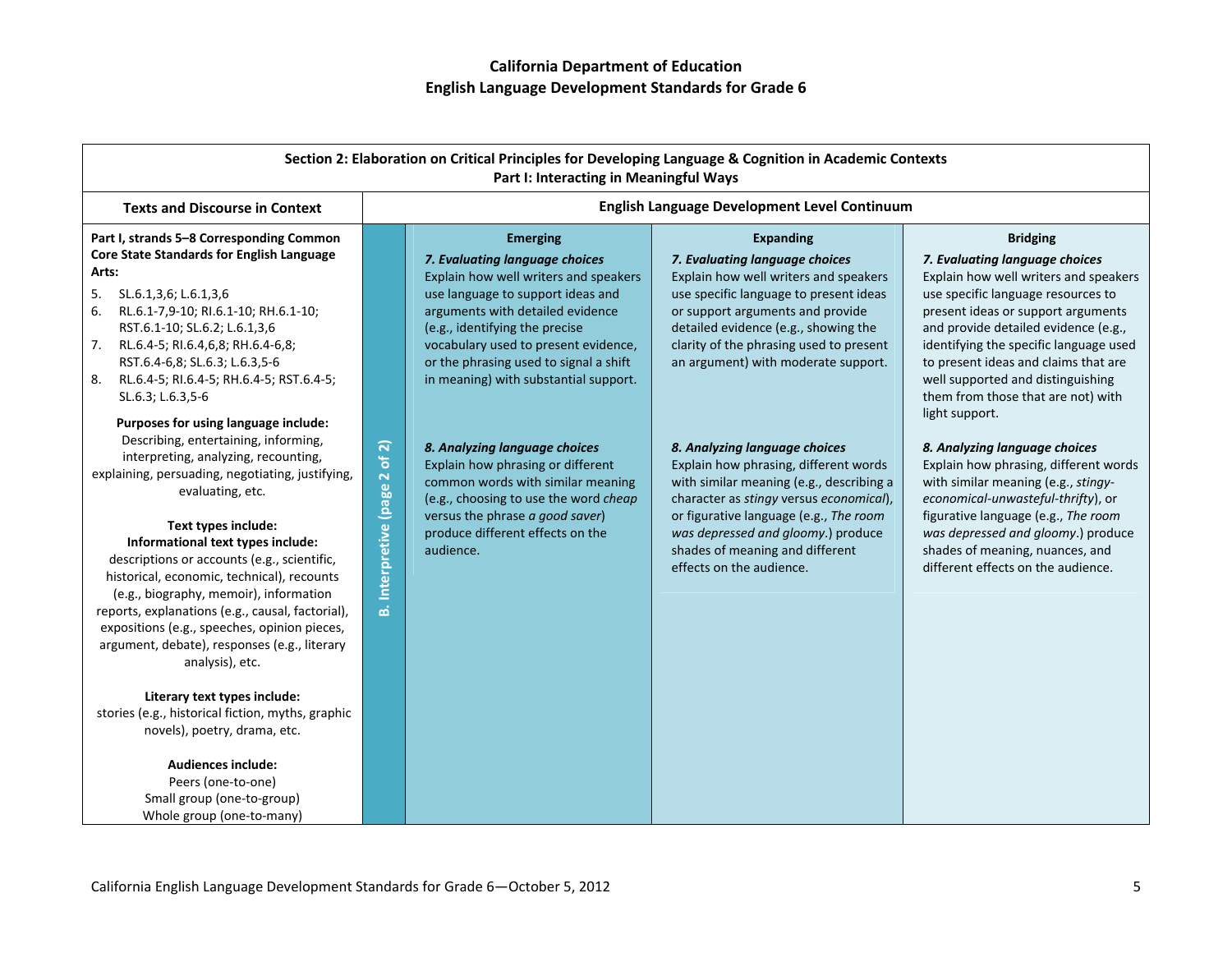# California Department of Education
## English Language Development Standards for Grade 6

| Section 2: Elaboration on Critical Principles for Developing Language & Cognition in Academic Contexts<br>Part I: Interacting in Meaningful Ways | | | | |
|---|---|---|---|---|
| **Texts and Discourse in Context** | | **English Language Development Level Continuum** | | |
| **Part I, strands 5–8 Corresponding Common Core State Standards for English Language Arts:**<br>5. SL.6.1,3,6; L.6.1,3,6<br>6. RL.6.1-7,9-10; RI.6.1-10; RH.6.1-10; RST.6.1-10; SL.6.2; L.6.1,3,6<br>7. RL.6.4-5; RI.6.4,6,8; RH.6.4-6,8; RST.6.4-6,8; SL.6.3; L.6.3,5-6<br>8. RL.6.4-5; RI.6.4-5; RH.6.4-5; RST.6.4-5; SL.6.3; L.6.3,5-6<br><br>**Purposes for using language include:**<br>Describing, entertaining, informing, interpreting, analyzing, recounting, explaining, persuading, negotiating, justifying, evaluating, etc.<br><br>**Text types include:**<br>**Informational text types include:**<br>descriptions or accounts (e.g., scientific, historical, economic, technical), recounts (e.g., biography, memoir), information reports, explanations (e.g., causal, factorial), expositions (e.g., speeches, opinion pieces, argument, debate), responses (e.g., literary analysis), etc.<br><br>**Literary text types include:**<br>stories (e.g., historical fiction, myths, graphic novels), poetry, drama, etc.<br><br>**Audiences include:**<br>Peers (one-to-one)<br>Small group (one-to-group)<br>Whole group (one-to-many) | **B. Interpretive (page 2 of 2)** | **Emerging**<br>***7. Evaluating language choices***<br>Explain how well writers and speakers use language to support ideas and arguments with detailed evidence (e.g., identifying the precise vocabulary used to present evidence, or the phrasing used to signal a shift in meaning) with substantial support.<br><br>***8. Analyzing language choices***<br>Explain how phrasing or different common words with similar meaning (e.g., choosing to use the word *cheap* versus the phrase *a good saver*) produce different effects on the audience. | **Expanding**<br>***7. Evaluating language choices***<br>Explain how well writers and speakers use specific language to present ideas or support arguments and provide detailed evidence (e.g., showing the clarity of the phrasing used to present an argument) with moderate support.<br><br>***8. Analyzing language choices***<br>Explain how phrasing, different words with similar meaning (e.g., describing a character as *stingy* versus *economical*), or figurative language (e.g., *The room was depressed and gloomy*.) produce shades of meaning and different effects on the audience. | **Bridging**<br>***7. Evaluating language choices***<br>Explain how well writers and speakers use specific language resources to present ideas or support arguments and provide detailed evidence (e.g., identifying the specific language used to present ideas and claims that are well supported and distinguishing them from those that are not) with light support.<br><br>***8. Analyzing language choices***<br>Explain how phrasing, different words with similar meaning (e.g., *stingy-economical-unwasteful-thrifty*), or figurative language (e.g., *The room was depressed and gloomy*.) produce shades of meaning, nuances, and different effects on the audience. |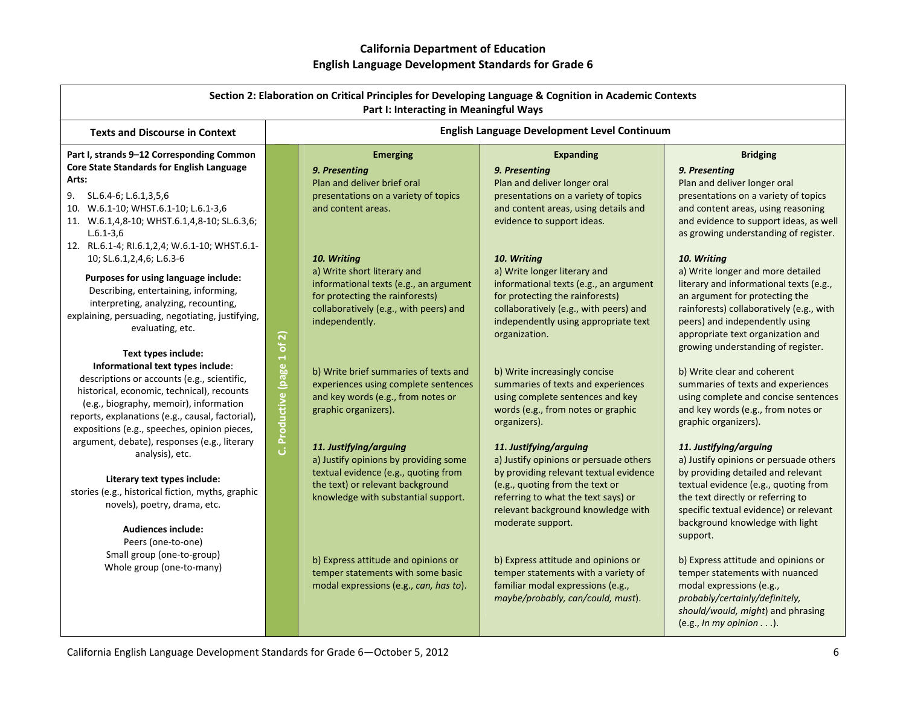# California Department of Education
## English Language Development Standards for Grade 6

| Section 2: Elaboration on Critical Principles for Developing Language & Cognition in Academic Contexts<br>Part I: Interacting in Meaningful Ways | | | | |
|---|---|---|---|---|
| **Texts and Discourse in Context** | | **English Language Development Level Continuum** | | |
| **Part I, strands 9–12 Corresponding Common Core State Standards for English Language Arts:**<br>9. SL.6.4-6; L.6.1,3,5,6<br>10. W.6.1-10; WHST.6.1-10; L.6.1-3,6<br>11. W.6.1,4,8-10; WHST.6.1,4,8-10; SL.6.3,6; L.6.1-3,6<br>12. RL.6.1-4; RI.6.1,2,4; W.6.1-10; WHST.6.1-10; SL.6.1,2,4,6; L.6.3-6<br><br>**Purposes for using language include:**<br>Describing, entertaining, informing, interpreting, analyzing, recounting, explaining, persuading, negotiating, justifying, evaluating, etc.<br><br>**Text types include:**<br>**Informational text types include**:<br>descriptions or accounts (e.g., scientific, historical, economic, technical), recounts (e.g., biography, memoir), information reports, explanations (e.g., causal, factorial), expositions (e.g., speeches, opinion pieces, argument, debate), responses (e.g., literary analysis), etc.<br><br>**Literary text types include:**<br>stories (e.g., historical fiction, myths, graphic novels), poetry, drama, etc.<br><br>**Audiences include:**<br>Peers (one-to-one)<br>Small group (one-to-group)<br>Whole group (one-to-many) | **C. Productive (page 1 of 2)** | **Emerging**<br><br>***9. Presenting***<br>Plan and deliver brief oral presentations on a variety of topics and content areas.<br><br>***10. Writing***<br>a) Write short literary and informational texts (e.g., an argument for protecting the rainforests) collaboratively (e.g., with peers) and independently.<br><br>b) Write brief summaries of texts and experiences using complete sentences and key words (e.g., from notes or graphic organizers).<br><br>***11. Justifying/arguing***<br>a) Justify opinions by providing some textual evidence (e.g., quoting from the text) or relevant background knowledge with substantial support.<br><br>b) Express attitude and opinions or temper statements with some basic modal expressions (e.g., *can, has to*). | **Expanding**<br><br>***9. Presenting***<br>Plan and deliver longer oral presentations on a variety of topics and content areas, using details and evidence to support ideas.<br><br>***10. Writing***<br>a) Write longer literary and informational texts (e.g., an argument for protecting the rainforests) collaboratively (e.g., with peers) and independently using appropriate text organization.<br><br>b) Write increasingly concise summaries of texts and experiences using complete sentences and key words (e.g., from notes or graphic organizers).<br><br>***11. Justifying/arguing***<br>a) Justify opinions or persuade others by providing relevant textual evidence (e.g., quoting from the text or referring to what the text says) or relevant background knowledge with moderate support.<br><br>b) Express attitude and opinions or temper statements with a variety of familiar modal expressions (e.g., *maybe/probably, can/could, must*). | **Bridging**<br><br>***9. Presenting***<br>Plan and deliver longer oral presentations on a variety of topics and content areas, using reasoning and evidence to support ideas, as well as growing understanding of register.<br><br>***10. Writing***<br>a) Write longer and more detailed literary and informational texts (e.g., an argument for protecting the rainforests) collaboratively (e.g., with peers) and independently using appropriate text organization and growing understanding of register.<br><br>b) Write clear and coherent summaries of texts and experiences using complete and concise sentences and key words (e.g., from notes or graphic organizers).<br><br>***11. Justifying/arguing***<br>a) Justify opinions or persuade others by providing detailed and relevant textual evidence (e.g., quoting from the text directly or referring to specific textual evidence) or relevant background knowledge with light support.<br><br>b) Express attitude and opinions or temper statements with nuanced modal expressions (e.g., *probably/certainly/definitely, should/would, might*) and phrasing (e.g., *In my opinion . . .*). |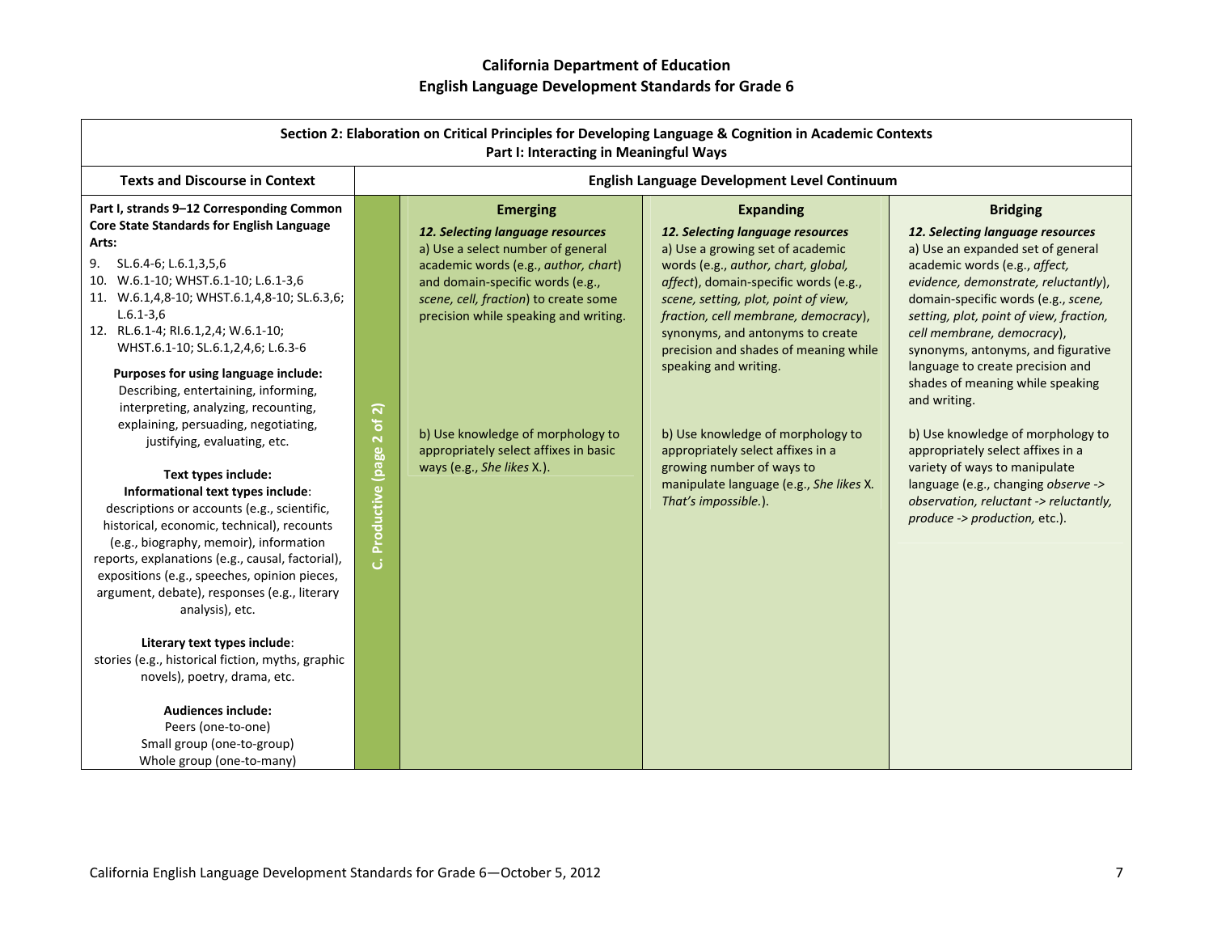## California Department of Education
## English Language Development Standards for Grade 6

| Section 2: Elaboration on Critical Principles for Developing Language & Cognition in Academic Contexts<br>Part I: Interacting in Meaningful Ways | | | | |
|---|---|---|---|---|
| **Texts and Discourse in Context** | **English Language Development Level Continuum** | | | |
| **Part I, strands 9–12 Corresponding Common Core State Standards for English Language Arts:**<br>9. SL.6.4-6; L.6.1,3,5,6<br>10. W.6.1-10; WHST.6.1-10; L.6.1-3,6<br>11. W.6.1,4,8-10; WHST.6.1,4,8-10; SL.6.3,6; L.6.1-3,6<br>12. RL.6.1-4; RI.6.1,2,4; W.6.1-10; WHST.6.1-10; SL.6.1,2,4,6; L.6.3-6<br><br>**Purposes for using language include:** Describing, entertaining, informing, interpreting, analyzing, recounting, explaining, persuading, negotiating, justifying, evaluating, etc.<br><br>**Text types include:**<br>**Informational text types include**: descriptions or accounts (e.g., scientific, historical, economic, technical), recounts (e.g., biography, memoir), information reports, explanations (e.g., causal, factorial), expositions (e.g., speeches, opinion pieces, argument, debate), responses (e.g., literary analysis), etc.<br><br>**Literary text types include**: stories (e.g., historical fiction, myths, graphic novels), poetry, drama, etc.<br><br>**Audiences include:**<br>Peers (one-to-one)<br>Small group (one-to-group)<br>Whole group (one-to-many) | **C. Productive (page 2 of 2)** | **Emerging**<br><br>***12. Selecting language resources***<br>a) Use a select number of general academic words (e.g., *author, chart*) and domain-specific words (e.g., *scene, cell, fraction*) to create some precision while speaking and writing.<br><br>b) Use knowledge of morphology to appropriately select affixes in basic ways (e.g., *She likes* X.). | **Expanding**<br><br>***12. Selecting language resources***<br>a) Use a growing set of academic words (e.g., *author, chart, global, affect*), domain-specific words (e.g., *scene, setting, plot, point of view, fraction, cell membrane, democracy*), synonyms, and antonyms to create precision and shades of meaning while speaking and writing.<br><br>b) Use knowledge of morphology to appropriately select affixes in a growing number of ways to manipulate language (e.g., *She likes* X. *That's impossible.*). | **Bridging**<br><br>***12. Selecting language resources***<br>a) Use an expanded set of general academic words (e.g., *affect, evidence, demonstrate, reluctantly*), domain-specific words (e.g., *scene, setting, plot, point of view, fraction, cell membrane, democracy*), synonyms, antonyms, and figurative language to create precision and shades of meaning while speaking and writing.<br><br>b) Use knowledge of morphology to appropriately select affixes in a variety of ways to manipulate language (e.g., changing *observe -> observation, reluctant -> reluctantly, produce -> production,* etc.). |

California English Language Development Standards for Grade 6—October 5, 2012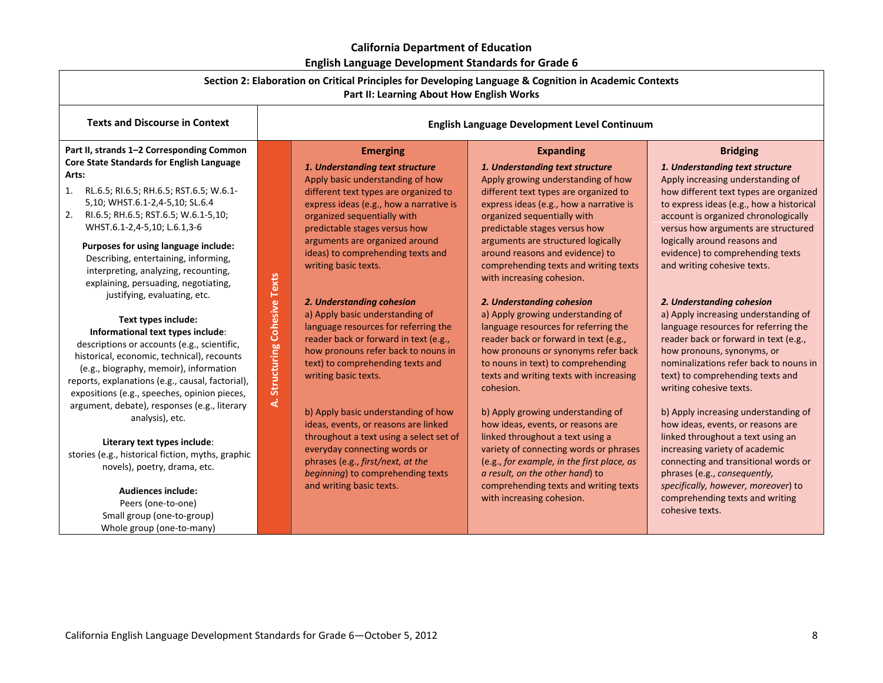**California Department of Education**
**English Language Development Standards for Grade 6**

| Section 2: Elaboration on Critical Principles for Developing Language & Cognition in Academic Contexts<br>Part II: Learning About How English Works | | | | |
|---|---|---|---|---|
| **Texts and Discourse in Context** | | **English Language Development Level Continuum** | | |
| **Part II, strands 1–2 Corresponding Common Core State Standards for English Language Arts:**<br>1. RL.6.5; RI.6.5; RH.6.5; RST.6.5; W.6.1-5,10; WHST.6.1-2,4-5,10; SL.6.4<br>2. RI.6.5; RH.6.5; RST.6.5; W.6.1-5,10; WHST.6.1-2,4-5,10; L.6.1,3-6<br><br>**Purposes for using language include:** Describing, entertaining, informing, interpreting, analyzing, recounting, explaining, persuading, negotiating, justifying, evaluating, etc.<br><br>**Text types include:**<br>**Informational text types include**: descriptions or accounts (e.g., scientific, historical, economic, technical), recounts (e.g., biography, memoir), information reports, explanations (e.g., causal, factorial), expositions (e.g., speeches, opinion pieces, argument, debate), responses (e.g., literary analysis), etc.<br><br>**Literary text types include**: stories (e.g., historical fiction, myths, graphic novels), poetry, drama, etc.<br><br>**Audiences include:**<br>Peers (one-to-one)<br>Small group (one-to-group)<br>Whole group (one-to-many) | **A. Structuring Cohesive Texts** | **Emerging**<br><br>***1. Understanding text structure***<br>Apply basic understanding of how different text types are organized to express ideas (e.g., how a narrative is organized sequentially with predictable stages versus how arguments are organized around ideas) to comprehending texts and writing basic texts.<br><br>***2. Understanding cohesion***<br>a) Apply basic understanding of language resources for referring the reader back or forward in text (e.g., how pronouns refer back to nouns in text) to comprehending texts and writing basic texts.<br><br>b) Apply basic understanding of how ideas, events, or reasons are linked throughout a text using a select set of everyday connecting words or phrases (e.g., *first/next, at the beginning*) to comprehending texts and writing basic texts. | **Expanding**<br><br>***1. Understanding text structure***<br>Apply growing understanding of how different text types are organized to express ideas (e.g., how a narrative is organized sequentially with predictable stages versus how arguments are structured logically around reasons and evidence) to comprehending texts and writing texts with increasing cohesion.<br><br>***2. Understanding cohesion***<br>a) Apply growing understanding of language resources for referring the reader back or forward in text (e.g., how pronouns or synonyms refer back to nouns in text) to comprehending texts and writing texts with increasing cohesion.<br><br>b) Apply growing understanding of how ideas, events, or reasons are linked throughout a text using a variety of connecting words or phrases (e.g., *for example, in the first place, as a result, on the other hand*) to comprehending texts and writing texts with increasing cohesion. | **Bridging**<br><br>***1. Understanding text structure***<br>Apply increasing understanding of how different text types are organized to express ideas (e.g., how a historical account is organized chronologically versus how arguments are structured logically around reasons and evidence) to comprehending texts and writing cohesive texts.<br><br>***2. Understanding cohesion***<br>a) Apply increasing understanding of language resources for referring the reader back or forward in text (e.g., how pronouns, synonyms, or nominalizations refer back to nouns in text) to comprehending texts and writing cohesive texts.<br><br>b) Apply increasing understanding of how ideas, events, or reasons are linked throughout a text using an increasing variety of academic connecting and transitional words or phrases (e.g., *consequently, specifically, however, moreover*) to comprehending texts and writing cohesive texts. |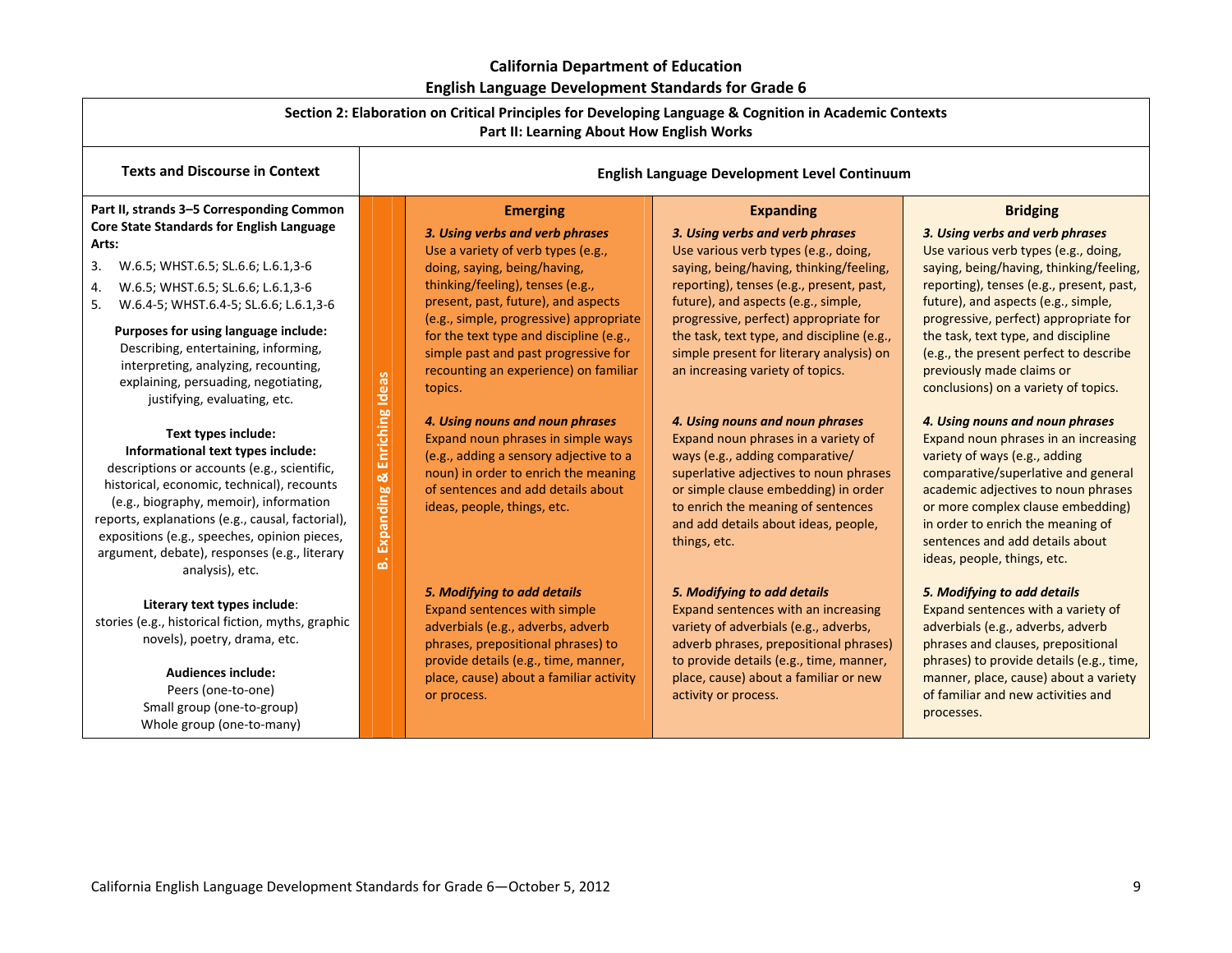**California Department of Education**
**English Language Development Standards for Grade 6**

**Section 2: Elaboration on Critical Principles for Developing Language & Cognition in Academic Contexts**
**Part II: Learning About How English Works**

| Texts and Discourse in Context | | English Language Development Level Continuum | | |
|---|---|---|---|---|
| | | **Emerging** | **Expanding** | **Bridging** |
| **Part II, strands 3–5 Corresponding Common Core State Standards for English Language Arts:**<br>3. W.6.5; WHST.6.5; SL.6.6; L.6.1,3-6<br>4. W.6.5; WHST.6.5; SL.6.6; L.6.1,3-6<br>5. W.6.4-5; WHST.6.4-5; SL.6.6; L.6.1,3-6<br><br>**Purposes for using language include:** Describing, entertaining, informing, interpreting, analyzing, recounting, explaining, persuading, negotiating, justifying, evaluating, etc.<br><br>**Text types include:**<br>**Informational text types include:** descriptions or accounts (e.g., scientific, historical, economic, technical), recounts (e.g., biography, memoir), information reports, explanations (e.g., causal, factorial), expositions (e.g., speeches, opinion pieces, argument, debate), responses (e.g., literary analysis), etc.<br><br>**Literary text types include**: stories (e.g., historical fiction, myths, graphic novels), poetry, drama, etc.<br><br>**Audiences include:**<br>Peers (one-to-one)<br>Small group (one-to-group)<br>Whole group (one-to-many) | **B. Expanding & Enriching Ideas** | ***3. Using verbs and verb phrases***<br>Use a variety of verb types (e.g., doing, saying, being/having, thinking/feeling), tenses (e.g., present, past, future), and aspects (e.g., simple, progressive) appropriate for the text type and discipline (e.g., simple past and past progressive for recounting an experience) on familiar topics. | ***3. Using verbs and verb phrases***<br>Use various verb types (e.g., doing, saying, being/having, thinking/feeling, reporting), tenses (e.g., present, past, future), and aspects (e.g., simple, progressive, perfect) appropriate for the task, text type, and discipline (e.g., simple present for literary analysis) on an increasing variety of topics. | ***3. Using verbs and verb phrases***<br>Use various verb types (e.g., doing, saying, being/having, thinking/feeling, reporting), tenses (e.g., present, past, future), and aspects (e.g., simple, progressive, perfect) appropriate for the task, text type, and discipline (e.g., the present perfect to describe previously made claims or conclusions) on a variety of topics. |
| | | ***4. Using nouns and noun phrases***<br>Expand noun phrases in simple ways (e.g., adding a sensory adjective to a noun) in order to enrich the meaning of sentences and add details about ideas, people, things, etc. | ***4. Using nouns and noun phrases***<br>Expand noun phrases in a variety of ways (e.g., adding comparative/ superlative adjectives to noun phrases or simple clause embedding) in order to enrich the meaning of sentences and add details about ideas, people, things, etc. | ***4. Using nouns and noun phrases***<br>Expand noun phrases in an increasing variety of ways (e.g., adding comparative/superlative and general academic adjectives to noun phrases or more complex clause embedding) in order to enrich the meaning of sentences and add details about ideas, people, things, etc. |
| | | ***5. Modifying to add details***<br>Expand sentences with simple adverbials (e.g., adverbs, adverb phrases, prepositional phrases) to provide details (e.g., time, manner, place, cause) about a familiar activity or process. | ***5. Modifying to add details***<br>Expand sentences with an increasing variety of adverbials (e.g., adverbs, adverb phrases, prepositional phrases) to provide details (e.g., time, manner, place, cause) about a familiar or new activity or process. | ***5. Modifying to add details***<br>Expand sentences with a variety of adverbials (e.g., adverbs, adverb phrases and clauses, prepositional phrases) to provide details (e.g., time, manner, place, cause) about a variety of familiar and new activities and processes. |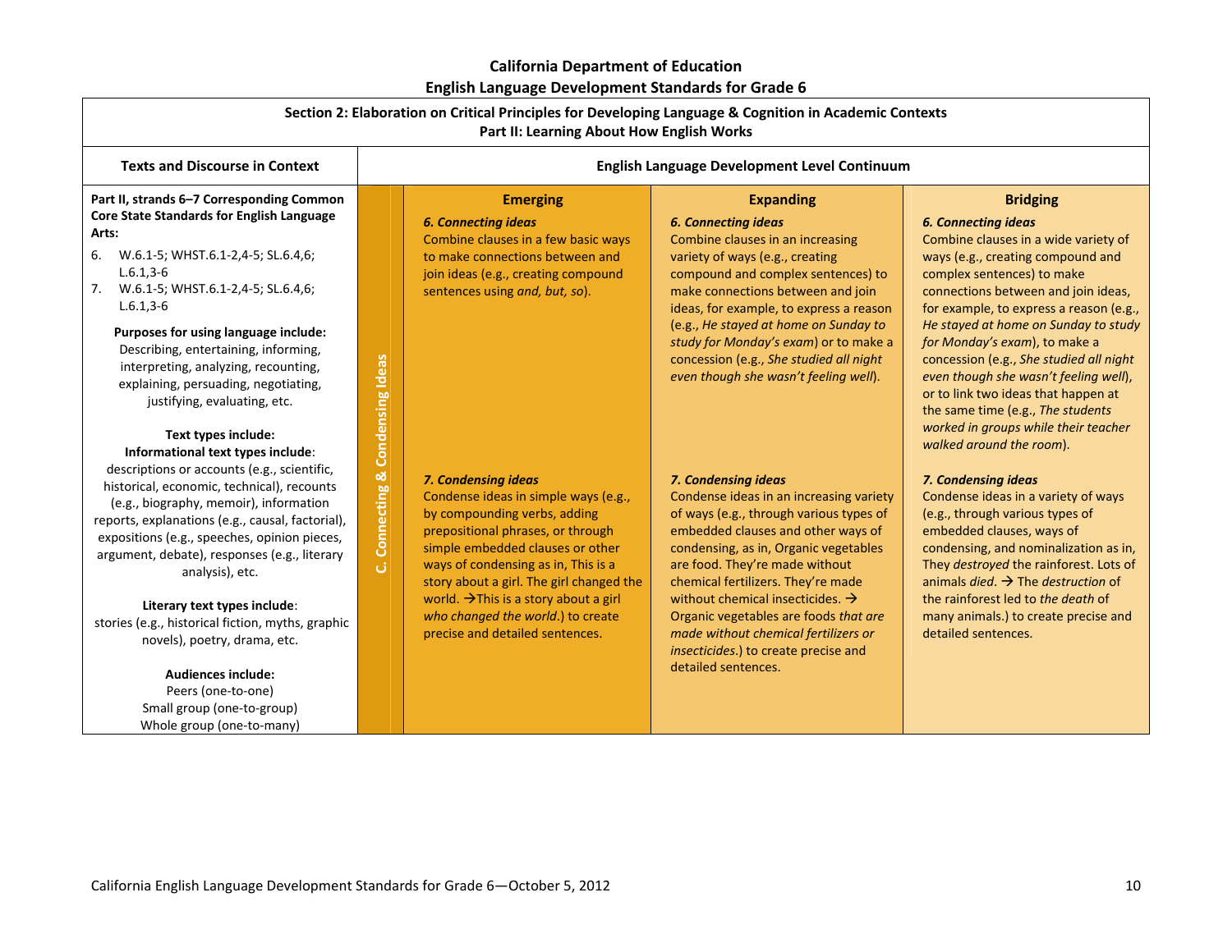## California Department of Education
## English Language Development Standards for Grade 6

### Section 2: Elaboration on Critical Principles for Developing Language & Cognition in Academic Contexts
### Part II: Learning About How English Works

| Texts and Discourse in Context | | English Language Development Level Continuum | | |
|---|---|---|---|---|
| | | **Emerging** | **Expanding** | **Bridging** |
| **Part II, strands 6–7 Corresponding Common Core State Standards for English Language Arts:**<br>6. W.6.1-5; WHST.6.1-2,4-5; SL.6.4,6; L.6.1,3-6<br>7. W.6.1-5; WHST.6.1-2,4-5; SL.6.4,6; L.6.1,3-6<br><br>**Purposes for using language include:** Describing, entertaining, informing, interpreting, analyzing, recounting, explaining, persuading, negotiating, justifying, evaluating, etc.<br><br>**Text types include:**<br>**Informational text types include**: descriptions or accounts (e.g., scientific, historical, economic, technical), recounts (e.g., biography, memoir), information reports, explanations (e.g., causal, factorial), expositions (e.g., speeches, opinion pieces, argument, debate), responses (e.g., literary analysis), etc.<br><br>**Literary text types include**: stories (e.g., historical fiction, myths, graphic novels), poetry, drama, etc.<br><br>**Audiences include:**<br>Peers (one-to-one)<br>Small group (one-to-group)<br>Whole group (one-to-many) | **C. Connecting & Condensing Ideas** | ***6. Connecting ideas***<br>Combine clauses in a few basic ways to make connections between and join ideas (e.g., creating compound sentences using *and, but, so*). | ***6. Connecting ideas***<br>Combine clauses in an increasing variety of ways (e.g., creating compound and complex sentences) to make connections between and join ideas, for example, to express a reason (e.g., *He stayed at home on Sunday to study for Monday's exam*) or to make a concession (e.g., *She studied all night even though she wasn't feeling well*). | ***6. Connecting ideas***<br>Combine clauses in a wide variety of ways (e.g., creating compound and complex sentences) to make connections between and join ideas, for example, to express a reason (e.g., *He stayed at home on Sunday to study for Monday's exam*), to make a concession (e.g., *She studied all night even though she wasn't feeling well*), or to link two ideas that happen at the same time (e.g., *The students worked in groups while their teacher walked around the room*). |
| | | ***7. Condensing ideas***<br>Condense ideas in simple ways (e.g., by compounding verbs, adding prepositional phrases, or through simple embedded clauses or other ways of condensing as in, This is a story about a girl. The girl changed the world. →This is a story about a girl *who changed the world*.) to create precise and detailed sentences. | ***7. Condensing ideas***<br>Condense ideas in an increasing variety of ways (e.g., through various types of embedded clauses and other ways of condensing, as in, Organic vegetables are food. They're made without chemical fertilizers. They're made without chemical insecticides. → Organic vegetables are foods *that are made without chemical fertilizers or insecticides*.) to create precise and detailed sentences. | ***7. Condensing ideas***<br>Condense ideas in a variety of ways (e.g., through various types of embedded clauses, ways of condensing, and nominalization as in, They *destroyed* the rainforest. Lots of animals *died*. → The *destruction* of the rainforest led to *the death* of many animals.) to create precise and detailed sentences. |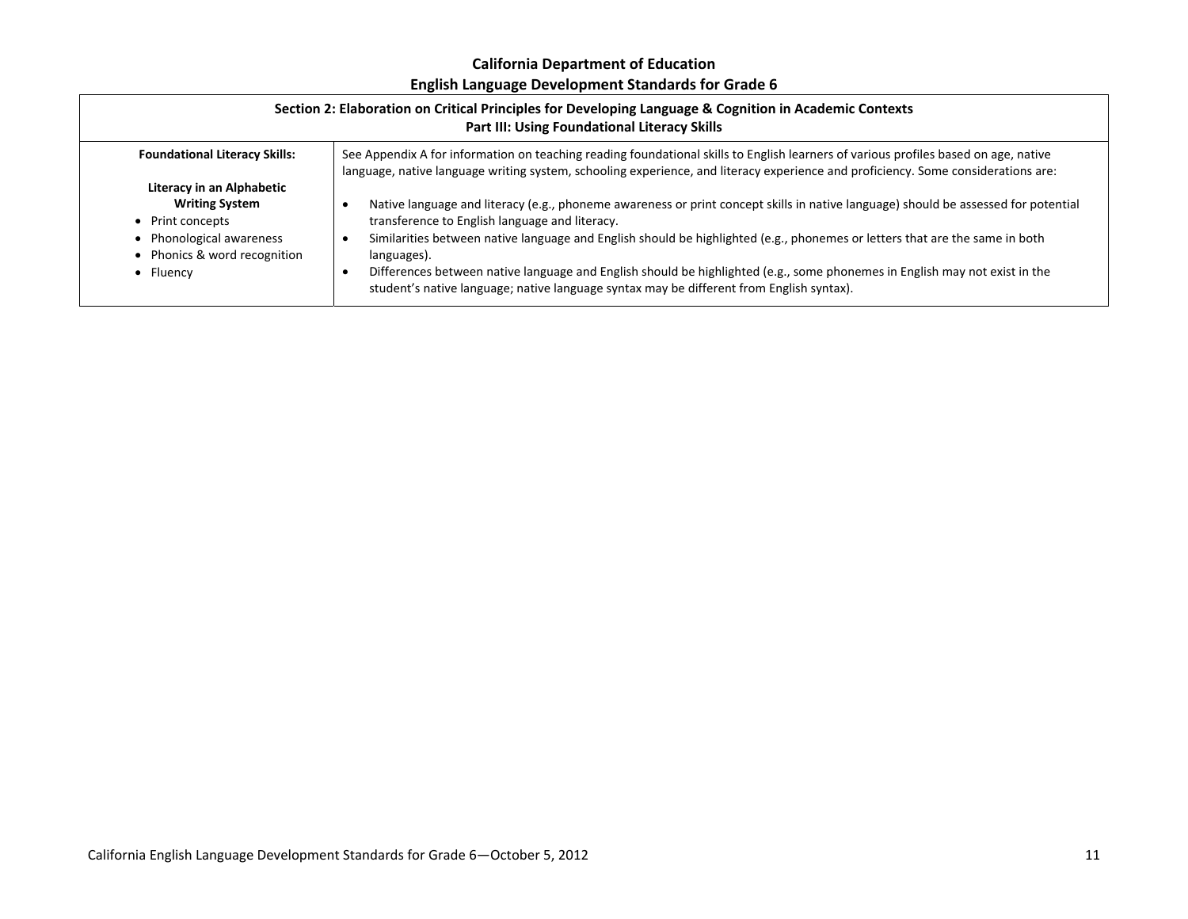# California Department of Education
## English Language Development Standards for Grade 6

| Section 2: Elaboration on Critical Principles for Developing Language & Cognition in Academic Contexts<br>Part III: Using Foundational Literacy Skills | |
|---|---|
| **Foundational Literacy Skills:**<br><br>**Literacy in an Alphabetic Writing System**<br>• Print concepts<br>• Phonological awareness<br>• Phonics & word recognition<br>• Fluency | See Appendix A for information on teaching reading foundational skills to English learners of various profiles based on age, native language, native language writing system, schooling experience, and literacy experience and proficiency. Some considerations are:<br><br>• Native language and literacy (e.g., phoneme awareness or print concept skills in native language) should be assessed for potential transference to English language and literacy.<br>• Similarities between native language and English should be highlighted (e.g., phonemes or letters that are the same in both languages).<br>• Differences between native language and English should be highlighted (e.g., some phonemes in English may not exist in the student's native language; native language syntax may be different from English syntax). |